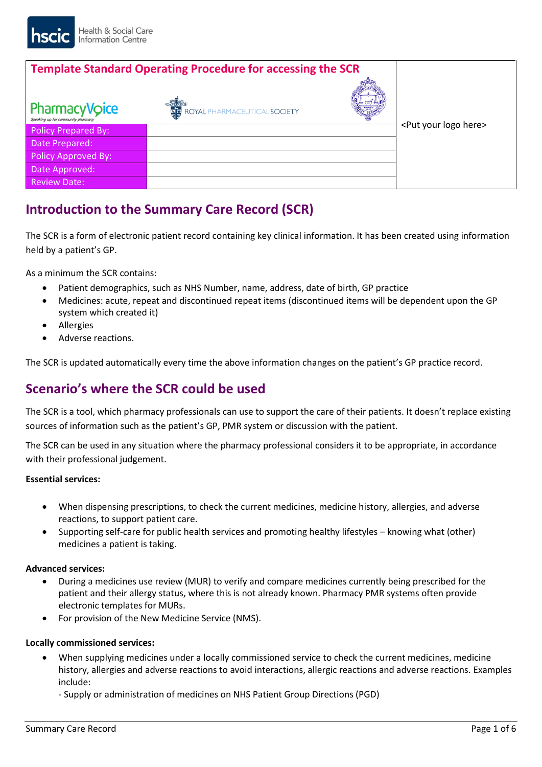## Template Standard Operating Procedure for accessing the SCR

| Policy Prepared By: | | <Put your logo here> |
|---|---|---|
| Date Prepared: | | |
| Policy Approved By: | | |
| Date Approved: | | |
| Review Date: | | |

## Introduction to the Summary Care Record (SCR)

The SCR is a form of electronic patient record containing key clinical information. It has been created using information held by a patient's GP.

As a minimum the SCR contains:

- Patient demographics, such as NHS Number, name, address, date of birth, GP practice
- Medicines: acute, repeat and discontinued repeat items (discontinued items will be dependent upon the GP system which created it)
- Allergies
- Adverse reactions.

The SCR is updated automatically every time the above information changes on the patient's GP practice record.

## Scenario's where the SCR could be used

The SCR is a tool, which pharmacy professionals can use to support the care of their patients. It doesn't replace existing sources of information such as the patient's GP, PMR system or discussion with the patient.

The SCR can be used in any situation where the pharmacy professional considers it to be appropriate, in accordance with their professional judgement.

**Essential services:**

- When dispensing prescriptions, to check the current medicines, medicine history, allergies, and adverse reactions, to support patient care.
- Supporting self-care for public health services and promoting healthy lifestyles – knowing what (other) medicines a patient is taking.

**Advanced services:**

- During a medicines use review (MUR) to verify and compare medicines currently being prescribed for the patient and their allergy status, where this is not already known. Pharmacy PMR systems often provide electronic templates for MURs.
- For provision of the New Medicine Service (NMS).

**Locally commissioned services:**

- When supplying medicines under a locally commissioned service to check the current medicines, medicine history, allergies and adverse reactions to avoid interactions, allergic reactions and adverse reactions. Examples include:
  - Supply or administration of medicines on NHS Patient Group Directions (PGD)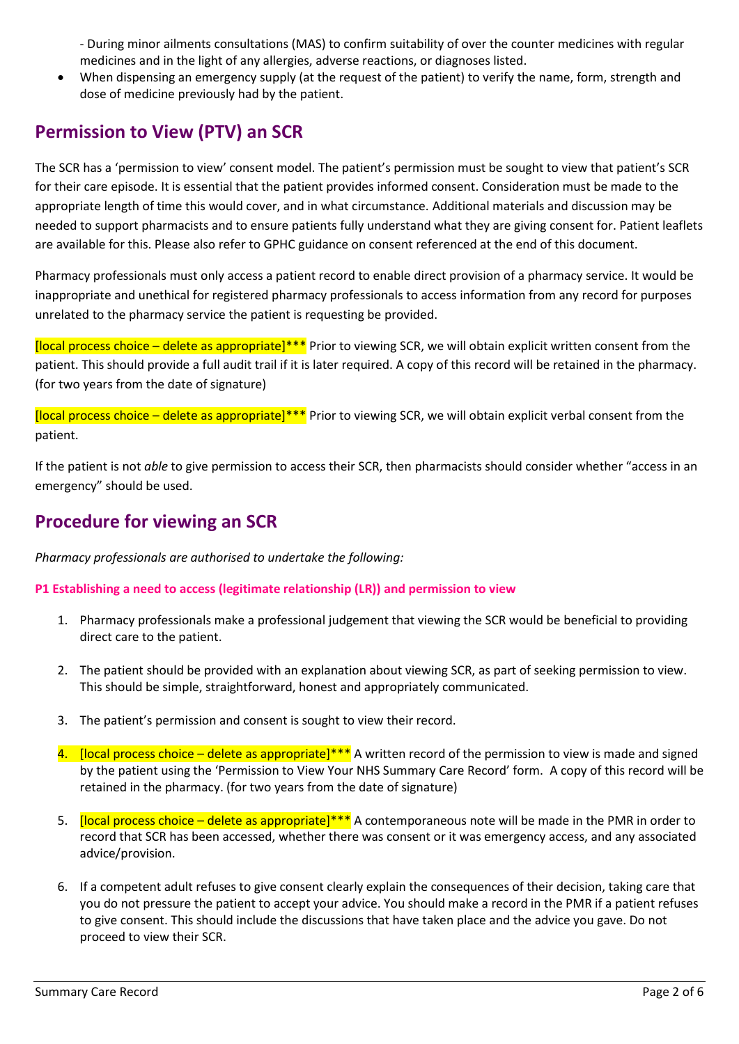- During minor ailments consultations (MAS) to confirm suitability of over the counter medicines with regular medicines and in the light of any allergies, adverse reactions, or diagnoses listed.

- When dispensing an emergency supply (at the request of the patient) to verify the name, form, strength and dose of medicine previously had by the patient.

## Permission to View (PTV) an SCR

The SCR has a 'permission to view' consent model. The patient's permission must be sought to view that patient's SCR for their care episode. It is essential that the patient provides informed consent. Consideration must be made to the appropriate length of time this would cover, and in what circumstance. Additional materials and discussion may be needed to support pharmacists and to ensure patients fully understand what they are giving consent for. Patient leaflets are available for this. Please also refer to GPHC guidance on consent referenced at the end of this document.

Pharmacy professionals must only access a patient record to enable direct provision of a pharmacy service. It would be inappropriate and unethical for registered pharmacy professionals to access information from any record for purposes unrelated to the pharmacy service the patient is requesting be provided.

[local process choice – delete as appropriate]*** Prior to viewing SCR, we will obtain explicit written consent from the patient. This should provide a full audit trail if it is later required. A copy of this record will be retained in the pharmacy. (for two years from the date of signature)

[local process choice – delete as appropriate]*** Prior to viewing SCR, we will obtain explicit verbal consent from the patient.

If the patient is not *able* to give permission to access their SCR, then pharmacists should consider whether "access in an emergency" should be used.

## Procedure for viewing an SCR

*Pharmacy professionals are authorised to undertake the following:*

**P1 Establishing a need to access (legitimate relationship (LR)) and permission to view**

1. Pharmacy professionals make a professional judgement that viewing the SCR would be beneficial to providing direct care to the patient.

2. The patient should be provided with an explanation about viewing SCR, as part of seeking permission to view. This should be simple, straightforward, honest and appropriately communicated.

3. The patient's permission and consent is sought to view their record.

4. [local process choice – delete as appropriate]*** A written record of the permission to view is made and signed by the patient using the 'Permission to View Your NHS Summary Care Record' form. A copy of this record will be retained in the pharmacy. (for two years from the date of signature)

5. [local process choice – delete as appropriate]*** A contemporaneous note will be made in the PMR in order to record that SCR has been accessed, whether there was consent or it was emergency access, and any associated advice/provision.

6. If a competent adult refuses to give consent clearly explain the consequences of their decision, taking care that you do not pressure the patient to accept your advice. You should make a record in the PMR if a patient refuses to give consent. This should include the discussions that have taken place and the advice you gave. Do not proceed to view their SCR.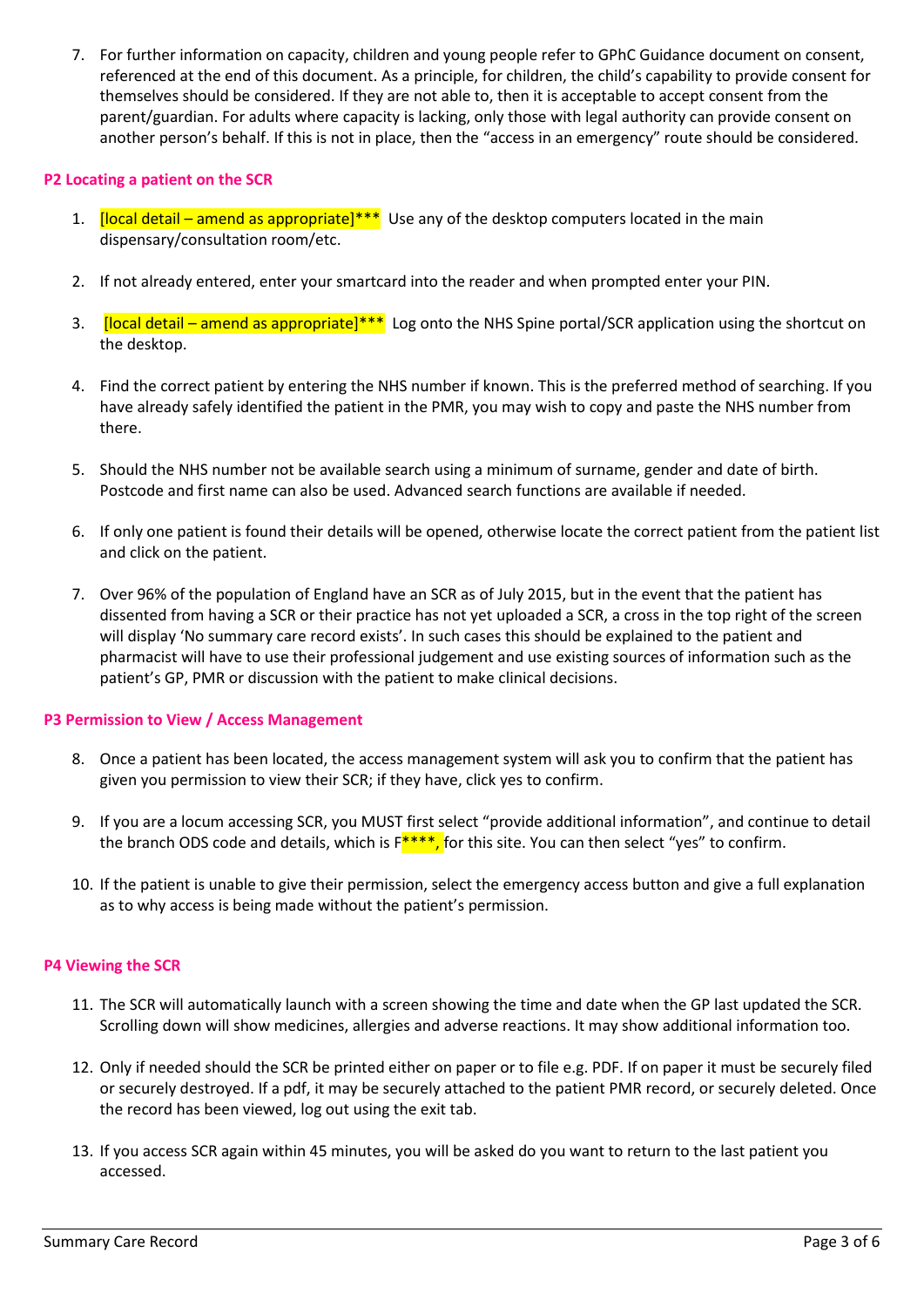7. For further information on capacity, children and young people refer to GPhC Guidance document on consent, referenced at the end of this document. As a principle, for children, the child's capability to provide consent for themselves should be considered. If they are not able to, then it is acceptable to accept consent from the parent/guardian. For adults where capacity is lacking, only those with legal authority can provide consent on another person's behalf. If this is not in place, then the "access in an emergency" route should be considered.

## P2 Locating a patient on the SCR

1. [local detail – amend as appropriate]*** Use any of the desktop computers located in the main dispensary/consultation room/etc.

2. If not already entered, enter your smartcard into the reader and when prompted enter your PIN.

3. [local detail – amend as appropriate]*** Log onto the NHS Spine portal/SCR application using the shortcut on the desktop.

4. Find the correct patient by entering the NHS number if known. This is the preferred method of searching. If you have already safely identified the patient in the PMR, you may wish to copy and paste the NHS number from there.

5. Should the NHS number not be available search using a minimum of surname, gender and date of birth. Postcode and first name can also be used. Advanced search functions are available if needed.

6. If only one patient is found their details will be opened, otherwise locate the correct patient from the patient list and click on the patient.

7. Over 96% of the population of England have an SCR as of July 2015, but in the event that the patient has dissented from having a SCR or their practice has not yet uploaded a SCR, a cross in the top right of the screen will display 'No summary care record exists'. In such cases this should be explained to the patient and pharmacist will have to use their professional judgement and use existing sources of information such as the patient's GP, PMR or discussion with the patient to make clinical decisions.

## P3 Permission to View / Access Management

8. Once a patient has been located, the access management system will ask you to confirm that the patient has given you permission to view their SCR; if they have, click yes to confirm.

9. If you are a locum accessing SCR, you MUST first select "provide additional information", and continue to detail the branch ODS code and details, which is F****, for this site. You can then select "yes" to confirm.

10. If the patient is unable to give their permission, select the emergency access button and give a full explanation as to why access is being made without the patient's permission.

## P4 Viewing the SCR

11. The SCR will automatically launch with a screen showing the time and date when the GP last updated the SCR. Scrolling down will show medicines, allergies and adverse reactions. It may show additional information too.

12. Only if needed should the SCR be printed either on paper or to file e.g. PDF. If on paper it must be securely filed or securely destroyed. If a pdf, it may be securely attached to the patient PMR record, or securely deleted. Once the record has been viewed, log out using the exit tab.

13. If you access SCR again within 45 minutes, you will be asked do you want to return to the last patient you accessed.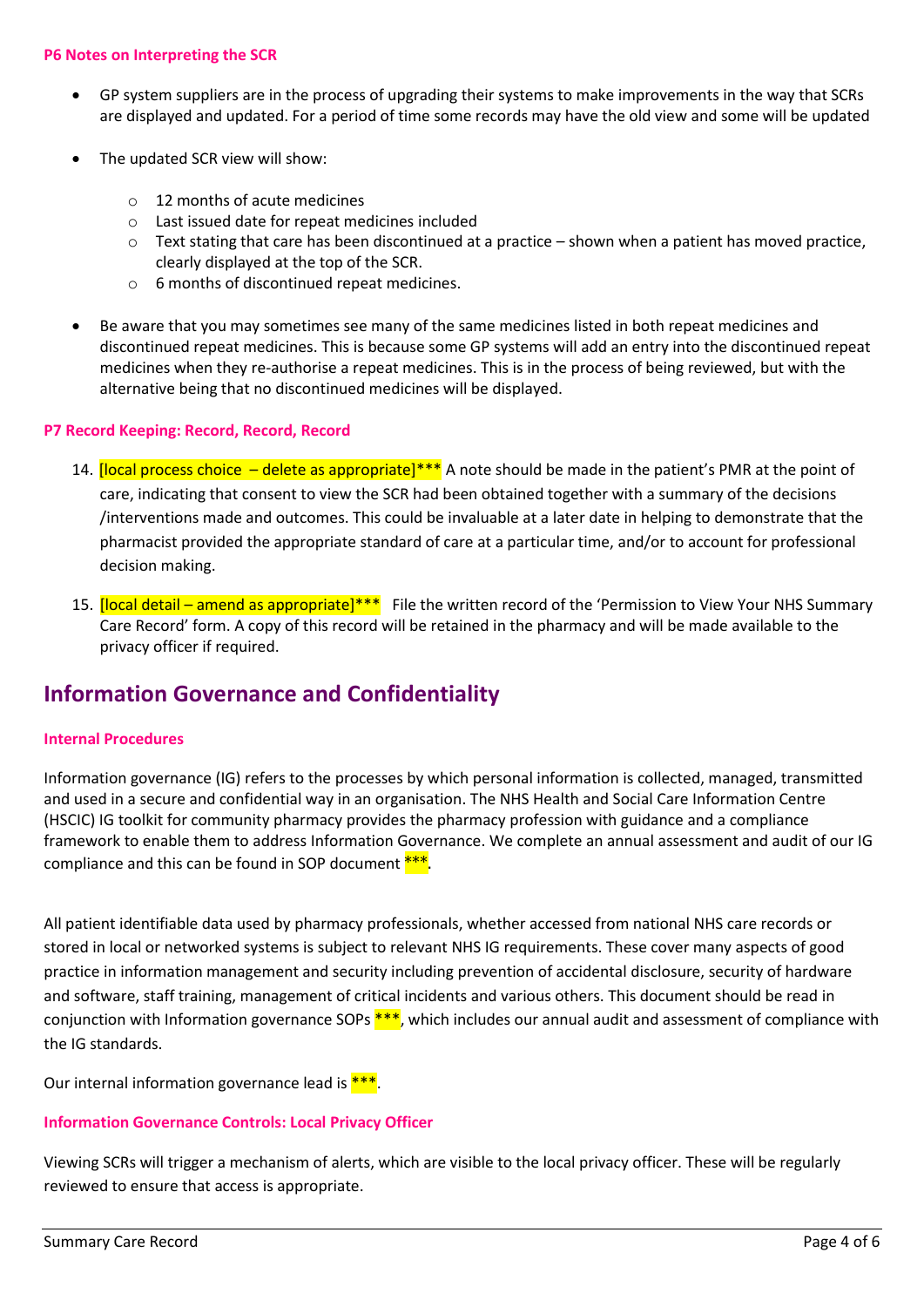#### P6 Notes on Interpreting the SCR

- GP system suppliers are in the process of upgrading their systems to make improvements in the way that SCRs are displayed and updated. For a period of time some records may have the old view and some will be updated
- The updated SCR view will show:
  - 12 months of acute medicines
  - Last issued date for repeat medicines included
  - Text stating that care has been discontinued at a practice – shown when a patient has moved practice, clearly displayed at the top of the SCR.
  - 6 months of discontinued repeat medicines.
- Be aware that you may sometimes see many of the same medicines listed in both repeat medicines and discontinued repeat medicines. This is because some GP systems will add an entry into the discontinued repeat medicines when they re-authorise a repeat medicines. This is in the process of being reviewed, but with the alternative being that no discontinued medicines will be displayed.

#### P7 Record Keeping: Record, Record, Record

14. [local process choice – delete as appropriate]*** A note should be made in the patient's PMR at the point of care, indicating that consent to view the SCR had been obtained together with a summary of the decisions /interventions made and outcomes. This could be invaluable at a later date in helping to demonstrate that the pharmacist provided the appropriate standard of care at a particular time, and/or to account for professional decision making.
15. [local detail – amend as appropriate]*** File the written record of the 'Permission to View Your NHS Summary Care Record' form. A copy of this record will be retained in the pharmacy and will be made available to the privacy officer if required.

## Information Governance and Confidentiality

#### Internal Procedures

Information governance (IG) refers to the processes by which personal information is collected, managed, transmitted and used in a secure and confidential way in an organisation. The NHS Health and Social Care Information Centre (HSCIC) IG toolkit for community pharmacy provides the pharmacy profession with guidance and a compliance framework to enable them to address Information Governance. We complete an annual assessment and audit of our IG compliance and this can be found in SOP document ***.

All patient identifiable data used by pharmacy professionals, whether accessed from national NHS care records or stored in local or networked systems is subject to relevant NHS IG requirements. These cover many aspects of good practice in information management and security including prevention of accidental disclosure, security of hardware and software, staff training, management of critical incidents and various others. This document should be read in conjunction with Information governance SOPs ***, which includes our annual audit and assessment of compliance with the IG standards.

Our internal information governance lead is ***.

#### Information Governance Controls: Local Privacy Officer

Viewing SCRs will trigger a mechanism of alerts, which are visible to the local privacy officer. These will be regularly reviewed to ensure that access is appropriate.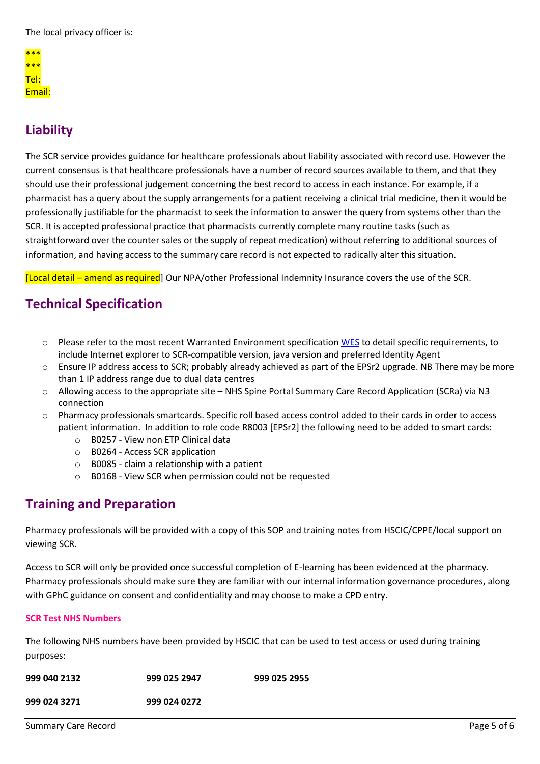The local privacy officer is:

***
***
Tel:
Email:

## Liability

The SCR service provides guidance for healthcare professionals about liability associated with record use. However the current consensus is that healthcare professionals have a number of record sources available to them, and that they should use their professional judgement concerning the best record to access in each instance. For example, if a pharmacist has a query about the supply arrangements for a patient receiving a clinical trial medicine, then it would be professionally justifiable for the pharmacist to seek the information to answer the query from systems other than the SCR. It is accepted professional practice that pharmacists currently complete many routine tasks (such as straightforward over the counter sales or the supply of repeat medication) without referring to additional sources of information, and having access to the summary care record is not expected to radically alter this situation.

[Local detail – amend as required] Our NPA/other Professional Indemnity Insurance covers the use of the SCR.

## Technical Specification

- Please refer to the most recent Warranted Environment specification WES to detail specific requirements, to include Internet explorer to SCR-compatible version, java version and preferred Identity Agent
- Ensure IP address access to SCR; probably already achieved as part of the EPSr2 upgrade. NB There may be more than 1 IP address range due to dual data centres
- Allowing access to the appropriate site – NHS Spine Portal Summary Care Record Application (SCRa) via N3 connection
- Pharmacy professionals smartcards. Specific roll based access control added to their cards in order to access patient information. In addition to role code R8003 [EPSr2] the following need to be added to smart cards:
  - B0257 - View non ETP Clinical data
  - B0264 - Access SCR application
  - B0085 - claim a relationship with a patient
  - B0168 - View SCR when permission could not be requested

## Training and Preparation

Pharmacy professionals will be provided with a copy of this SOP and training notes from HSCIC/CPPE/local support on viewing SCR.

Access to SCR will only be provided once successful completion of E-learning has been evidenced at the pharmacy. Pharmacy professionals should make sure they are familiar with our internal information governance procedures, along with GPhC guidance on consent and confidentiality and may choose to make a CPD entry.

### SCR Test NHS Numbers

The following NHS numbers have been provided by HSCIC that can be used to test access or used during training purposes:

| | | |
|---|---|---|
| **999 040 2132** | **999 025 2947** | **999 025 2955** |
| **999 024 3271** | **999 024 0272** | |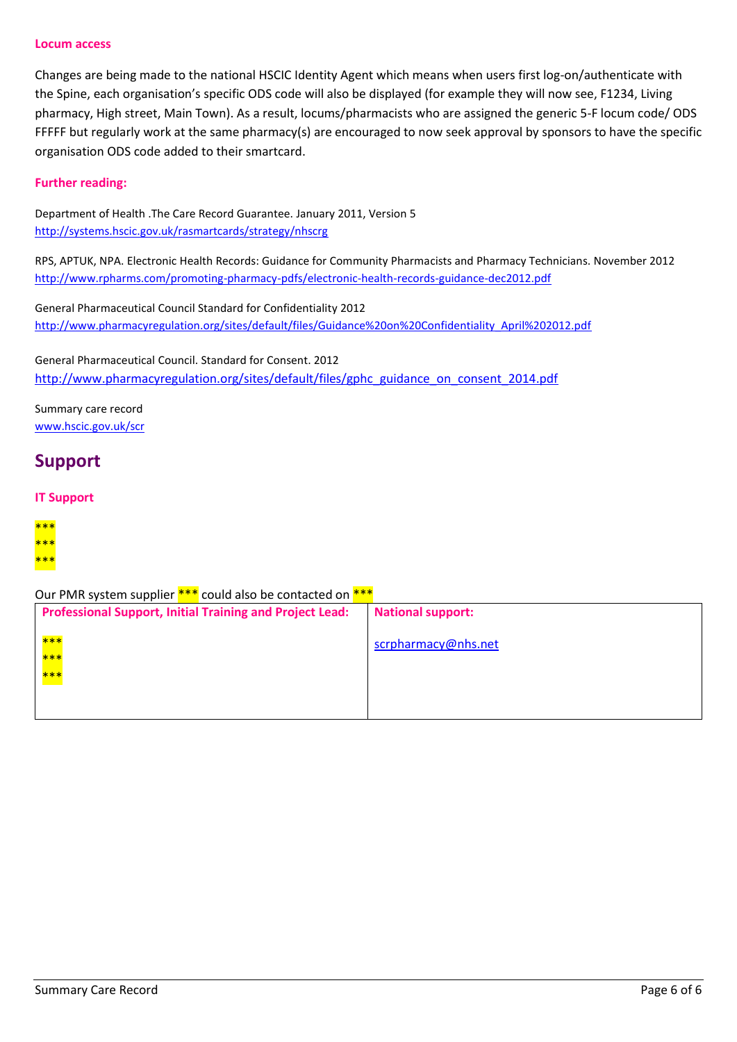### Locum access

Changes are being made to the national HSCIC Identity Agent which means when users first log-on/authenticate with the Spine, each organisation's specific ODS code will also be displayed (for example they will now see, F1234, Living pharmacy, High street, Main Town). As a result, locums/pharmacists who are assigned the generic 5-F locum code/ ODS FFFFF but regularly work at the same pharmacy(s) are encouraged to now seek approval by sponsors to have the specific organisation ODS code added to their smartcard.

### Further reading:

Department of Health .The Care Record Guarantee. January 2011, Version 5
http://systems.hscic.gov.uk/rasmartcards/strategy/nhscrg

RPS, APTUK, NPA. Electronic Health Records: Guidance for Community Pharmacists and Pharmacy Technicians. November 2012
http://www.rpharms.com/promoting-pharmacy-pdfs/electronic-health-records-guidance-dec2012.pdf

General Pharmaceutical Council Standard for Confidentiality 2012
http://www.pharmacyregulation.org/sites/default/files/Guidance%20on%20Confidentiality_April%202012.pdf

General Pharmaceutical Council. Standard for Consent. 2012
http://www.pharmacyregulation.org/sites/default/files/gphc_guidance_on_consent_2014.pdf

Summary care record
www.hscic.gov.uk/scr

## Support

### IT Support

***
***
***

Our PMR system supplier *** could also be contacted on ***

| Professional Support, Initial Training and Project Lead: | National support: |
|---|---|
| ***<br>***<br>*** | scrpharmacy@nhs.net |